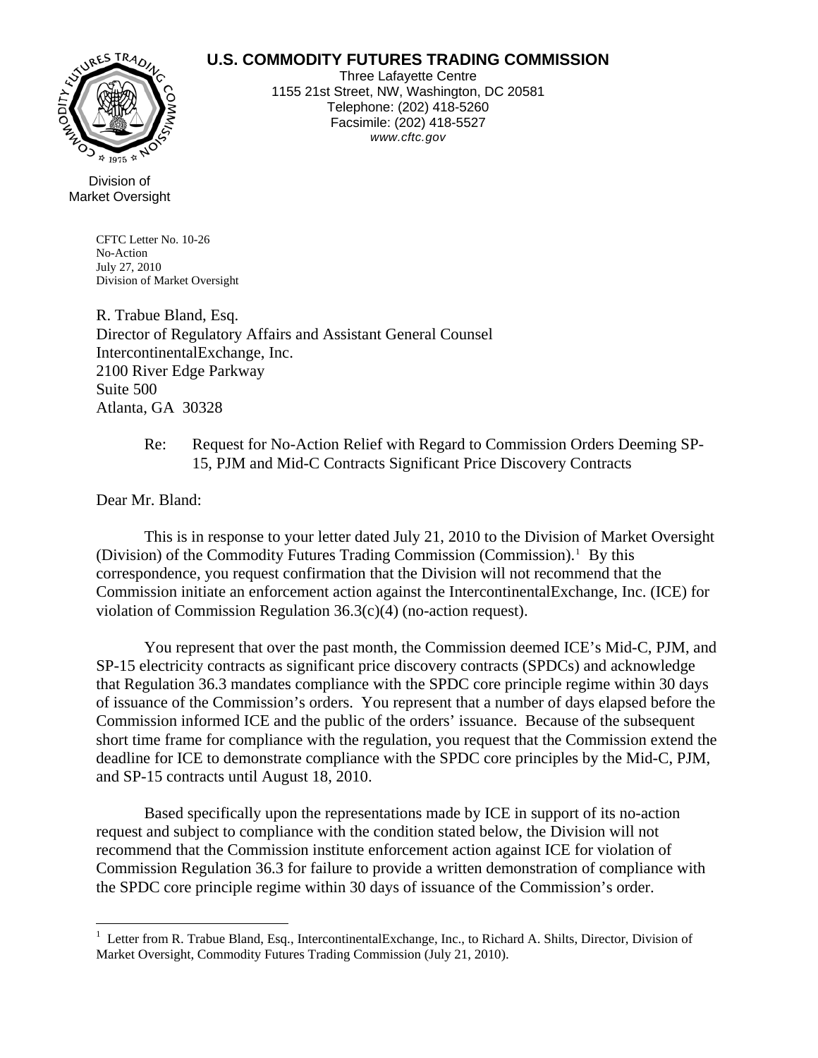**U.S. COMMODITY FUTURES TRADING COMMISSION**

Three Lafayette Centre
1155 21st Street, NW, Washington, DC 20581
Telephone: (202) 418-5260
Facsimile: (202) 418-5527
*www.cftc.gov*

Division of
Market Oversight

CFTC Letter No. 10-26
No-Action
July 27, 2010
Division of Market Oversight

R. Trabue Bland, Esq.
Director of Regulatory Affairs and Assistant General Counsel
IntercontinentalExchange, Inc.
2100 River Edge Parkway
Suite 500
Atlanta, GA 30328

Re: Request for No-Action Relief with Regard to Commission Orders Deeming SP-15, PJM and Mid-C Contracts Significant Price Discovery Contracts

Dear Mr. Bland:

This is in response to your letter dated July 21, 2010 to the Division of Market Oversight (Division) of the Commodity Futures Trading Commission (Commission).[1] By this correspondence, you request confirmation that the Division will not recommend that the Commission initiate an enforcement action against the IntercontinentalExchange, Inc. (ICE) for violation of Commission Regulation 36.3(c)(4) (no-action request).

You represent that over the past month, the Commission deemed ICE's Mid-C, PJM, and SP-15 electricity contracts as significant price discovery contracts (SPDCs) and acknowledge that Regulation 36.3 mandates compliance with the SPDC core principle regime within 30 days of issuance of the Commission's orders. You represent that a number of days elapsed before the Commission informed ICE and the public of the orders' issuance. Because of the subsequent short time frame for compliance with the regulation, you request that the Commission extend the deadline for ICE to demonstrate compliance with the SPDC core principles by the Mid-C, PJM, and SP-15 contracts until August 18, 2010.

Based specifically upon the representations made by ICE in support of its no-action request and subject to compliance with the condition stated below, the Division will not recommend that the Commission institute enforcement action against ICE for violation of Commission Regulation 36.3 for failure to provide a written demonstration of compliance with the SPDC core principle regime within 30 days of issuance of the Commission's order.

[1] Letter from R. Trabue Bland, Esq., IntercontinentalExchange, Inc., to Richard A. Shilts, Director, Division of Market Oversight, Commodity Futures Trading Commission (July 21, 2010).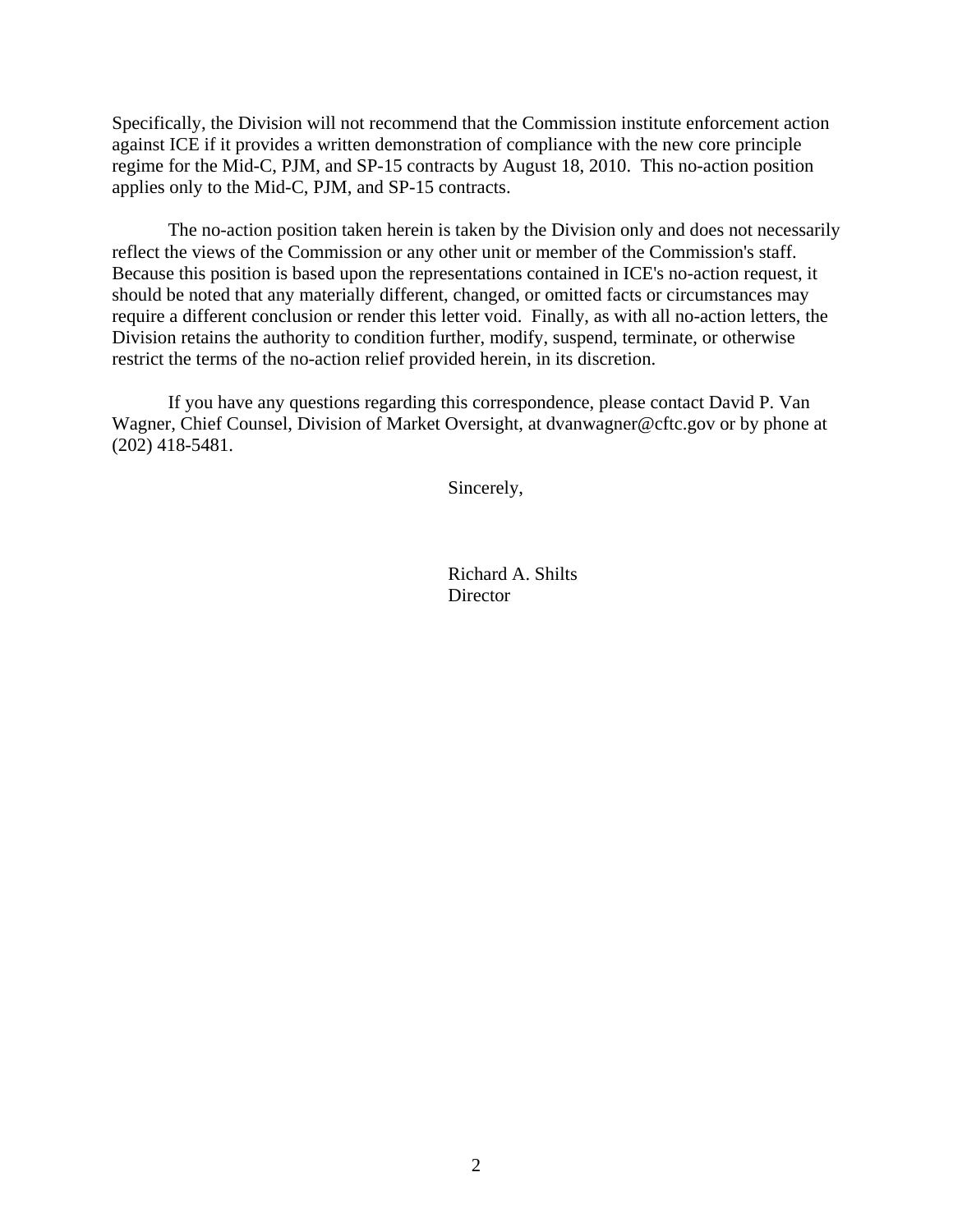Specifically, the Division will not recommend that the Commission institute enforcement action against ICE if it provides a written demonstration of compliance with the new core principle regime for the Mid-C, PJM, and SP-15 contracts by August 18, 2010. This no-action position applies only to the Mid-C, PJM, and SP-15 contracts.

The no-action position taken herein is taken by the Division only and does not necessarily reflect the views of the Commission or any other unit or member of the Commission's staff. Because this position is based upon the representations contained in ICE's no-action request, it should be noted that any materially different, changed, or omitted facts or circumstances may require a different conclusion or render this letter void. Finally, as with all no-action letters, the Division retains the authority to condition further, modify, suspend, terminate, or otherwise restrict the terms of the no-action relief provided herein, in its discretion.

If you have any questions regarding this correspondence, please contact David P. Van Wagner, Chief Counsel, Division of Market Oversight, at dvanwagner@cftc.gov or by phone at (202) 418-5481.

Sincerely,

Richard A. Shilts
Director